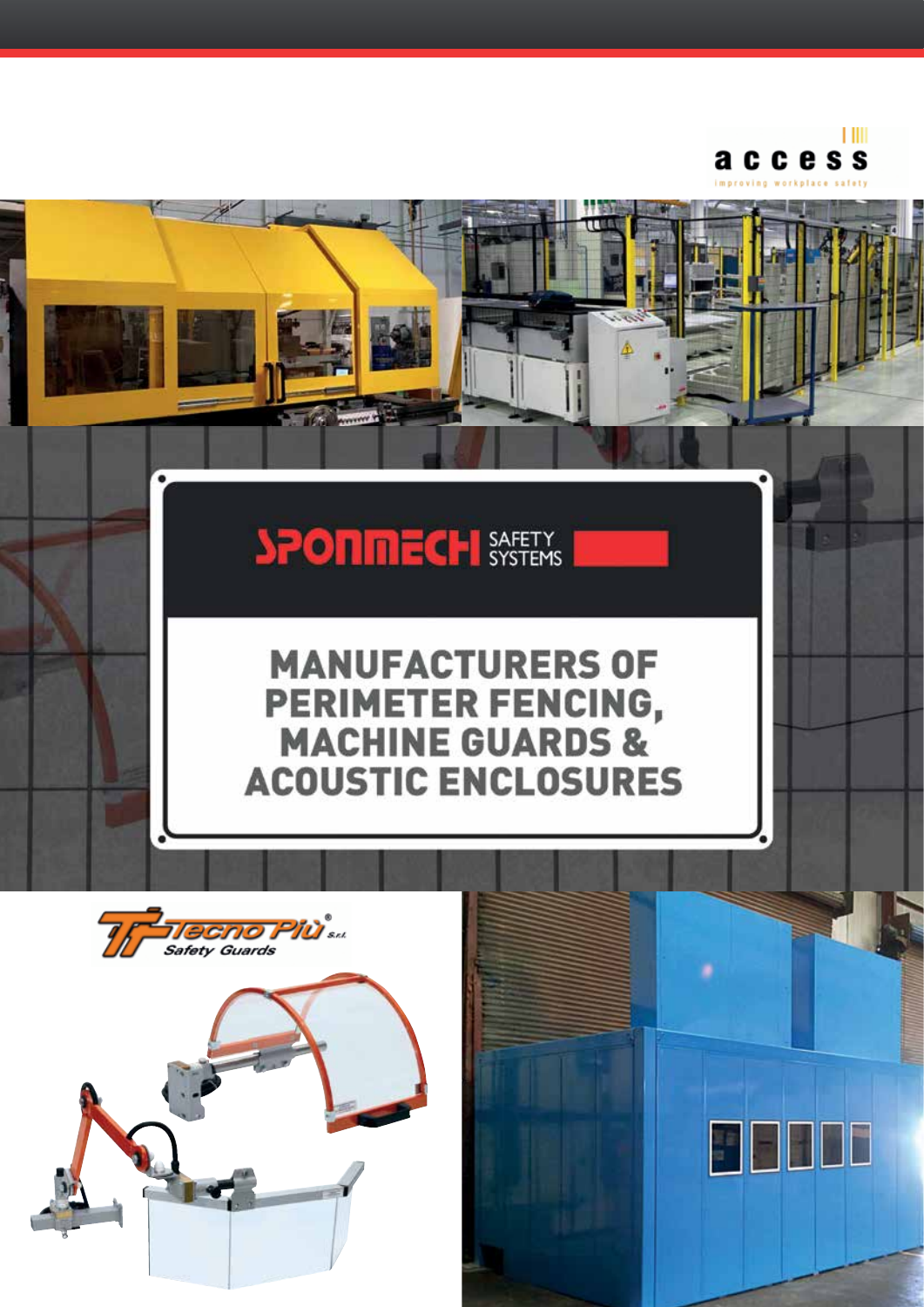access

improving workplace safety

SPONMECH SAFETY SYSTEMS

# MANUFACTURERS OF PERIMETER FENCING, MACHINE GUARDS & ACOUSTIC ENCLOSURES

Tecno Più® S.r.l.
Safety Guards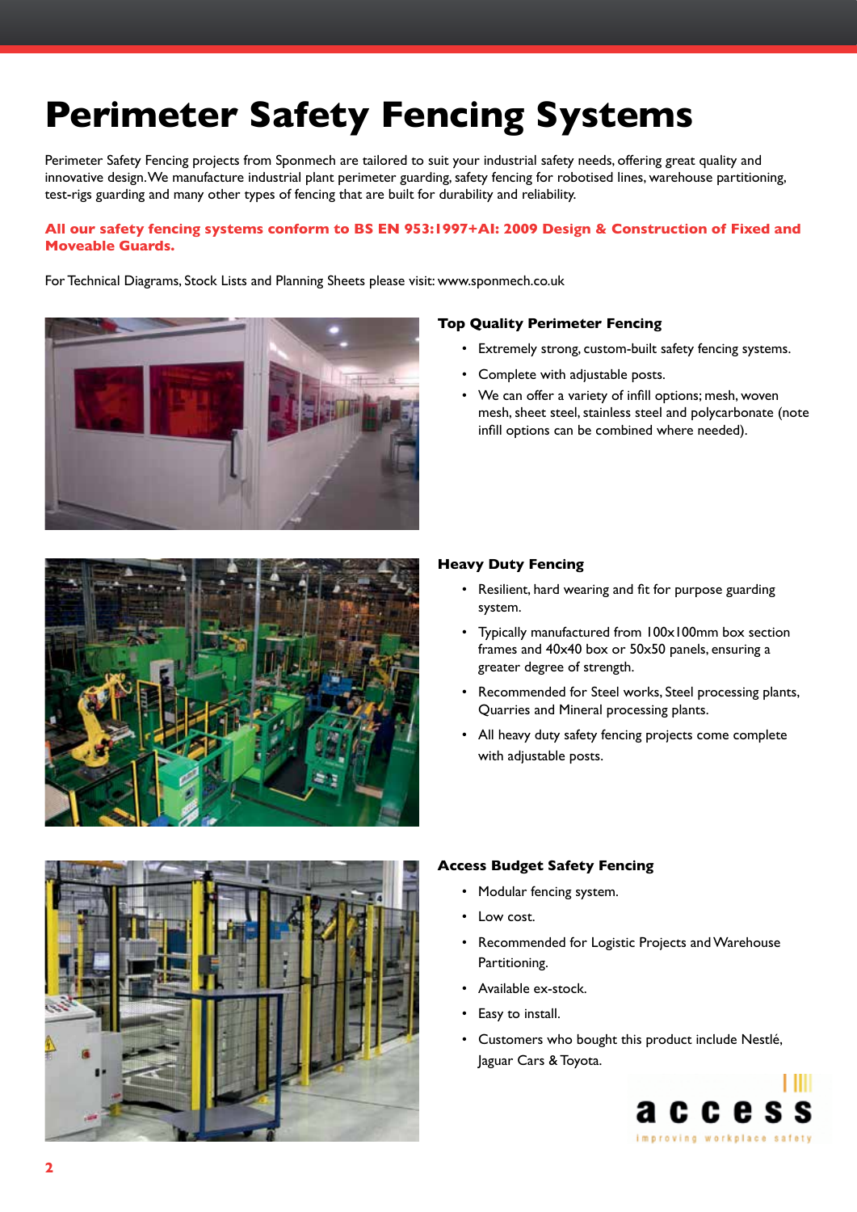# Perimeter Safety Fencing Systems

Perimeter Safety Fencing projects from Sponmech are tailored to suit your industrial safety needs, offering great quality and innovative design. We manufacture industrial plant perimeter guarding, safety fencing for robotised lines, warehouse partitioning, test-rigs guarding and many other types of fencing that are built for durability and reliability.

**All our safety fencing systems conform to BS EN 953:1997+AI: 2009 Design & Construction of Fixed and Moveable Guards.**

For Technical Diagrams, Stock Lists and Planning Sheets please visit: www.sponmech.co.uk

### Top Quality Perimeter Fencing

- Extremely strong, custom-built safety fencing systems.
- Complete with adjustable posts.
- We can offer a variety of infill options; mesh, woven mesh, sheet steel, stainless steel and polycarbonate (note infill options can be combined where needed).

### Heavy Duty Fencing

- Resilient, hard wearing and fit for purpose guarding system.
- Typically manufactured from 100x100mm box section frames and 40x40 box or 50x50 panels, ensuring a greater degree of strength.
- Recommended for Steel works, Steel processing plants, Quarries and Mineral processing plants.
- All heavy duty safety fencing projects come complete with adjustable posts.

### Access Budget Safety Fencing

- Modular fencing system.
- Low cost.
- Recommended for Logistic Projects and Warehouse Partitioning.
- Available ex-stock.
- Easy to install.
- Customers who bought this product include Nestlé, Jaguar Cars & Toyota.

access
improving workplace safety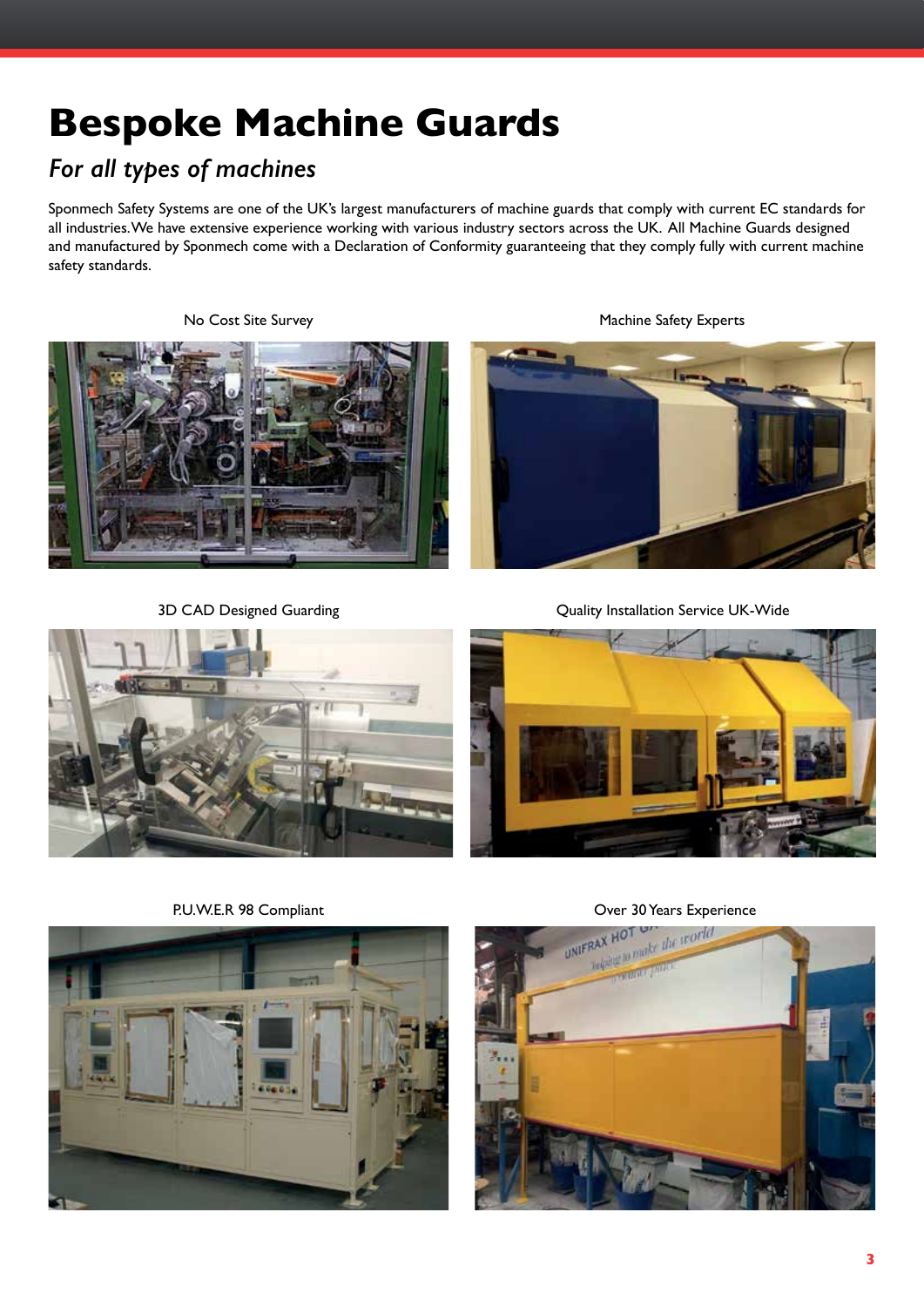# Bespoke Machine Guards

## *For all types of machines*

Sponmech Safety Systems are one of the UK's largest manufacturers of machine guards that comply with current EC standards for all industries. We have extensive experience working with various industry sectors across the UK. All Machine Guards designed and manufactured by Sponmech come with a Declaration of Conformity guaranteeing that they comply fully with current machine safety standards.

No Cost Site Survey

Machine Safety Experts

3D CAD Designed Guarding

Quality Installation Service UK-Wide

P.U.W.E.R 98 Compliant

Over 30 Years Experience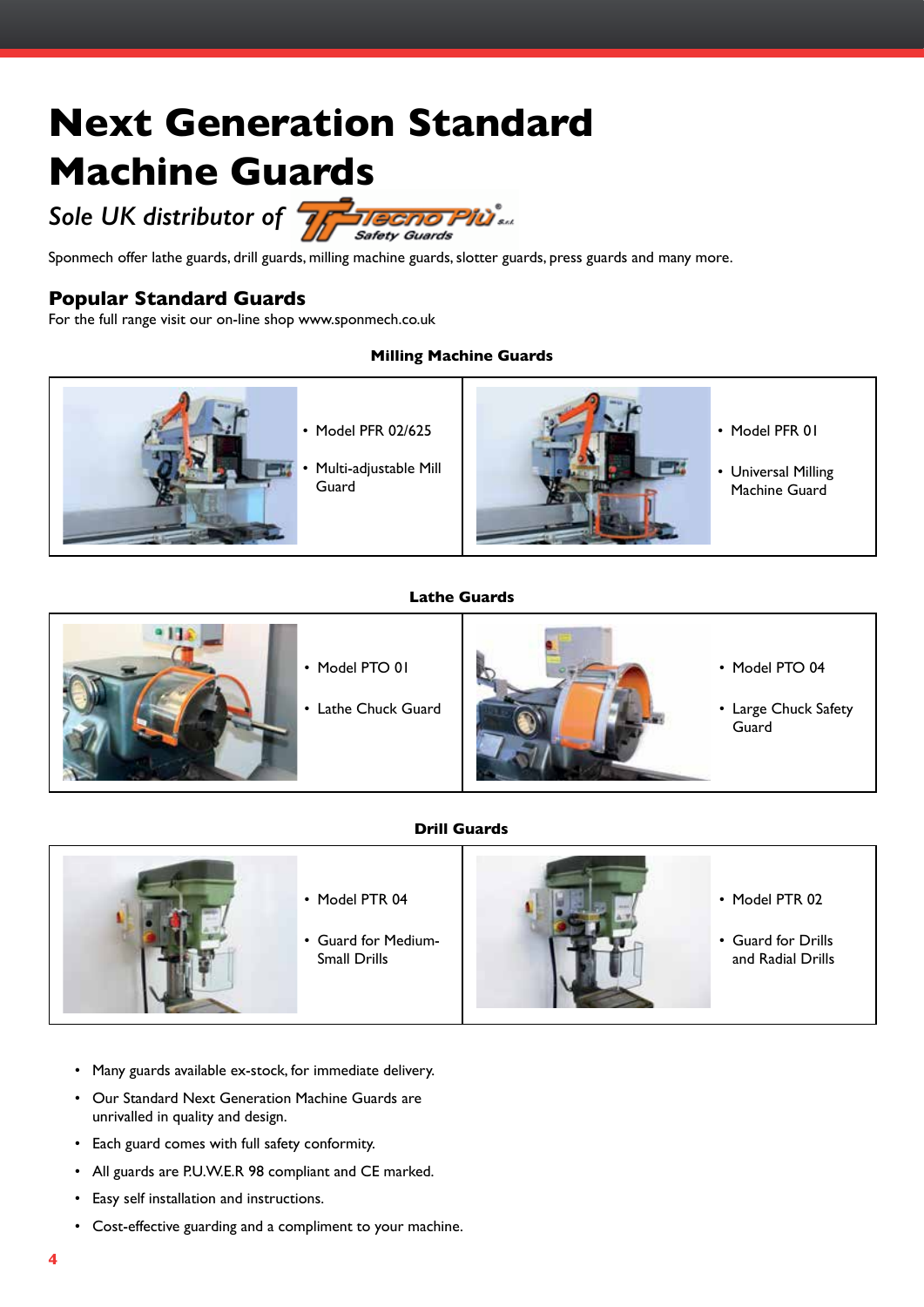# Next Generation Standard Machine Guards

*Sole UK distributor of* Tecno Più S.r.l. Safety Guards

Sponmech offer lathe guards, drill guards, milling machine guards, slotter guards, press guards and many more.

## Popular Standard Guards

For the full range visit our on-line shop www.sponmech.co.uk

### Milling Machine Guards

- Model PFR 02/625
- Multi-adjustable Mill Guard

- Model PFR 01
- Universal Milling Machine Guard

### Lathe Guards

- Model PTO 01
- Lathe Chuck Guard

- Model PTO 04
- Large Chuck Safety Guard

### Drill Guards

- Model PTR 04
- Guard for Medium-Small Drills

- Model PTR 02
- Guard for Drills and Radial Drills

- Many guards available ex-stock, for immediate delivery.
- Our Standard Next Generation Machine Guards are unrivalled in quality and design.
- Each guard comes with full safety conformity.
- All guards are P.U.W.E.R 98 compliant and CE marked.
- Easy self installation and instructions.
- Cost-effective guarding and a compliment to your machine.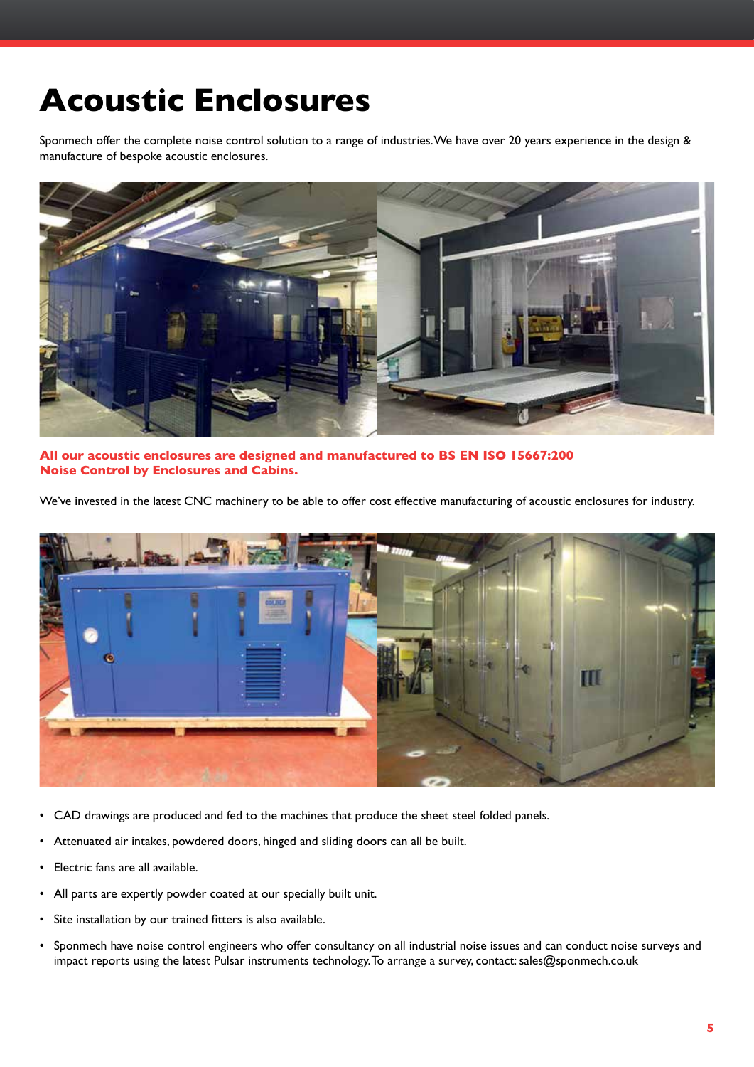# Acoustic Enclosures

Sponmech offer the complete noise control solution to a range of industries. We have over 20 years experience in the design & manufacture of bespoke acoustic enclosures.

**All our acoustic enclosures are designed and manufactured to BS EN ISO 15667:200 Noise Control by Enclosures and Cabins.**

We've invested in the latest CNC machinery to be able to offer cost effective manufacturing of acoustic enclosures for industry.

- CAD drawings are produced and fed to the machines that produce the sheet steel folded panels.
- Attenuated air intakes, powdered doors, hinged and sliding doors can all be built.
- Electric fans are all available.
- All parts are expertly powder coated at our specially built unit.
- Site installation by our trained fitters is also available.
- Sponmech have noise control engineers who offer consultancy on all industrial noise issues and can conduct noise surveys and impact reports using the latest Pulsar instruments technology. To arrange a survey, contact: sales@sponmech.co.uk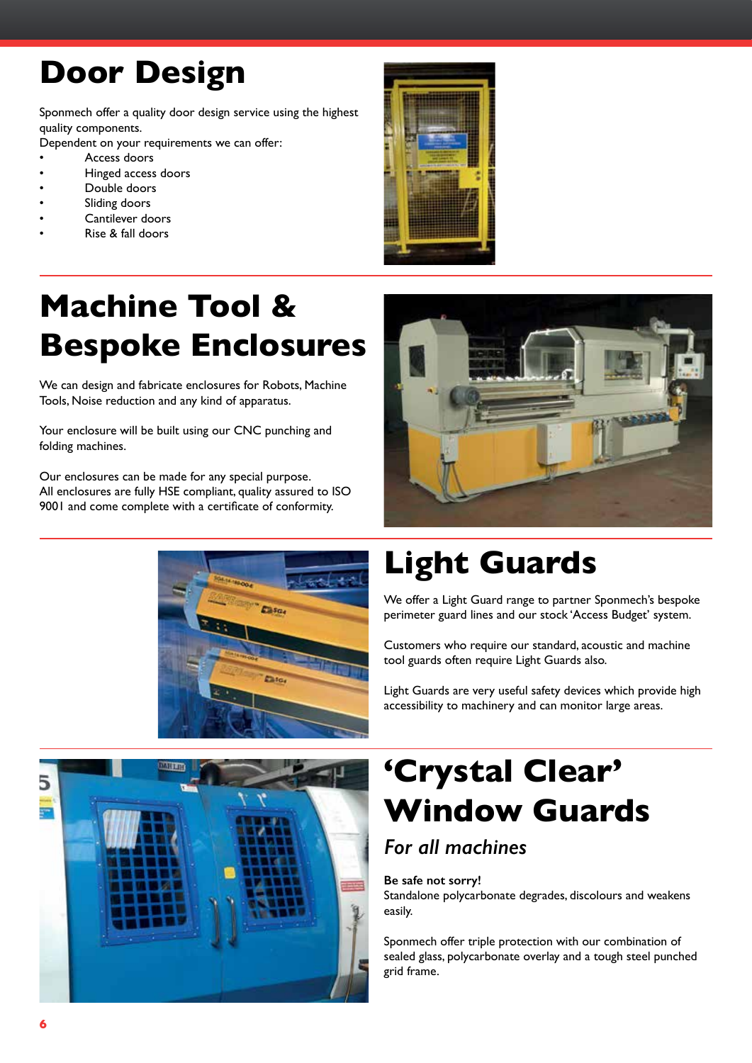# Door Design

Sponmech offer a quality door design service using the highest quality components.
Dependent on your requirements we can offer:

- Access doors
- Hinged access doors
- Double doors
- Sliding doors
- Cantilever doors
- Rise & fall doors

# Machine Tool & Bespoke Enclosures

We can design and fabricate enclosures for Robots, Machine Tools, Noise reduction and any kind of apparatus.

Your enclosure will be built using our CNC punching and folding machines.

Our enclosures can be made for any special purpose.
All enclosures are fully HSE compliant, quality assured to ISO 9001 and come complete with a certificate of conformity.

# Light Guards

We offer a Light Guard range to partner Sponmech's bespoke perimeter guard lines and our stock 'Access Budget' system.

Customers who require our standard, acoustic and machine tool guards often require Light Guards also.

Light Guards are very useful safety devices which provide high accessibility to machinery and can monitor large areas.

# 'Crystal Clear' Window Guards

## *For all machines*

**Be safe not sorry!**
Standalone polycarbonate degrades, discolours and weakens easily.

Sponmech offer triple protection with our combination of sealed glass, polycarbonate overlay and a tough steel punched grid frame.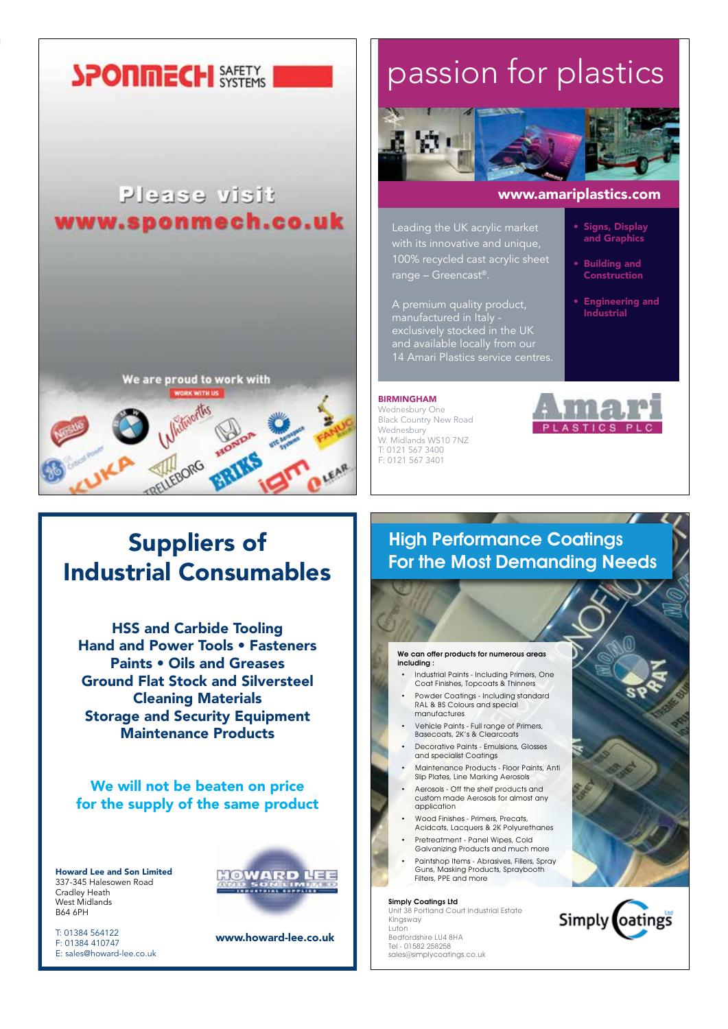## SPONMECH SAFETY SYSTEMS

Please visit
www.sponmech.co.uk

We are proud to work with

WORK WITH US

Nestlé · BMW · GE Critical Power · Whitworths · Honda · UTC Aerospace Systems · FANUC · KUKA · Trelleborg · ERIKS · igm · Lear

---

# passion for plastics

**www.amariplastics.com**

Leading the UK acrylic market with its innovative and unique, 100% recycled cast acrylic sheet range – Greencast®.

A premium quality product, manufactured in Italy - exclusively stocked in the UK and available locally from our 14 Amari Plastics service centres.

- **Signs, Display and Graphics**
- **Building and Construction**
- **Engineering and Industrial**

**BIRMINGHAM**
Wednesbury One
Black Country New Road
Wednesbury
W. Midlands WS10 7NZ
T: 0121 567 3400
F: 0121 567 3401

Amari PLASTICS PLC

---

# Suppliers of Industrial Consumables

**HSS and Carbide Tooling**
**Hand and Power Tools • Fasteners**
**Paints • Oils and Greases**
**Ground Flat Stock and Silversteel**
**Cleaning Materials**
**Storage and Security Equipment**
**Maintenance Products**

**We will not be beaten on price for the supply of the same product**

**Howard Lee and Son Limited**
337-345 Halesowen Road
Cradley Heath
West Midlands
B64 6PH

T: 01384 564122
F: 01384 410747
E: sales@howard-lee.co.uk

HOWARD LEE AND SON LIMITED – INDUSTRIAL SUPPLIES

**www.howard-lee.co.uk**

---

# High Performance Coatings For the Most Demanding Needs

**We can offer products for numerous areas including :**

- Industrial Paints - Including Primers, One Coat Finishes, Topcoats & Thinners
- Powder Coatings - Including standard RAL & BS Colours and special manufactures
- Vehicle Paints - Full range of Primers, Basecoats, 2K's & Clearcoats
- Decorative Paints - Emulsions, Glosses and specialist Coatings
- Maintenance Products - Floor Paints, Anti Slip Plates, Line Marking Aerosols
- Aerosols - Off the shelf products and custom made Aerosols for almost any application
- Wood Finishes - Primers, Precats, Acidcats, Lacquers & 2K Polyurethanes
- Pretreatment - Panel Wipes, Cold Galvanizing Products and much more
- Paintshop Items - Abrasives, Fillers, Spray Guns, Masking Products, Spraybooth Filters, PPE and more

**Simply Coatings Ltd**
Unit 38 Portland Court Industrial Estate
Kingsway
Luton
Bedfordshire LU4 8HA
Tel - 01582 258258
sales@simplycoatings.co.uk

Simply Coatings Ltd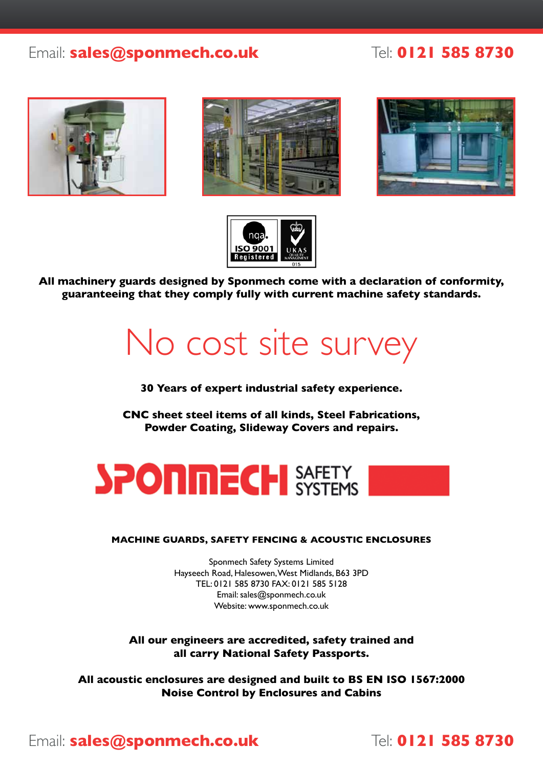Email: **sales@sponmech.co.uk** Tel: **0121 585 8730**

nqa. ISO 9001 Registered

UKAS QUALITY MANAGEMENT 015

**All machinery guards designed by Sponmech come with a declaration of conformity, guaranteeing that they comply fully with current machine safety standards.**

# No cost site survey

**30 Years of expert industrial safety experience.**

**CNC sheet steel items of all kinds, Steel Fabrications, Powder Coating, Slideway Covers and repairs.**

SPONMECH SAFETY SYSTEMS

**MACHINE GUARDS, SAFETY FENCING & ACOUSTIC ENCLOSURES**

Sponmech Safety Systems Limited
Hayseech Road, Halesowen, West Midlands, B63 3PD
TEL: 0121 585 8730 FAX: 0121 585 5128
Email: sales@sponmech.co.uk
Website: www.sponmech.co.uk

**All our engineers are accredited, safety trained and all carry National Safety Passports.**

**All acoustic enclosures are designed and built to BS EN ISO 1567:2000 Noise Control by Enclosures and Cabins**

Email: **sales@sponmech.co.uk** Tel: **0121 585 8730**